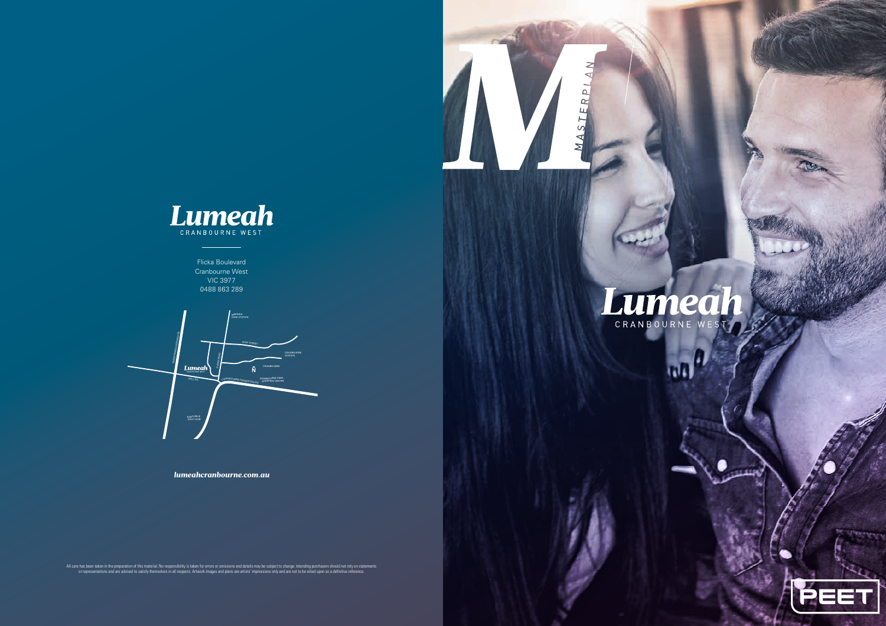# Lumeah

CRANBOURNE WEST

Flicka Boulevard
Cranbourne West
VIC 3977
0488 863 289

*lumeahcranbourne.com.au*

All care has been taken in the preparation of this material. No responsibility is taken for errors or omissions and details may be subject to change. Intending purchasers should not rely on statements or representations and are advised to satisfy themselves in all respects. Artwork images and plans are artists' impressions only and are not to be relied upon as a definitive reference.

# M

MASTERPLAN

# Lumeah

CRANBOURNE WEST

PEET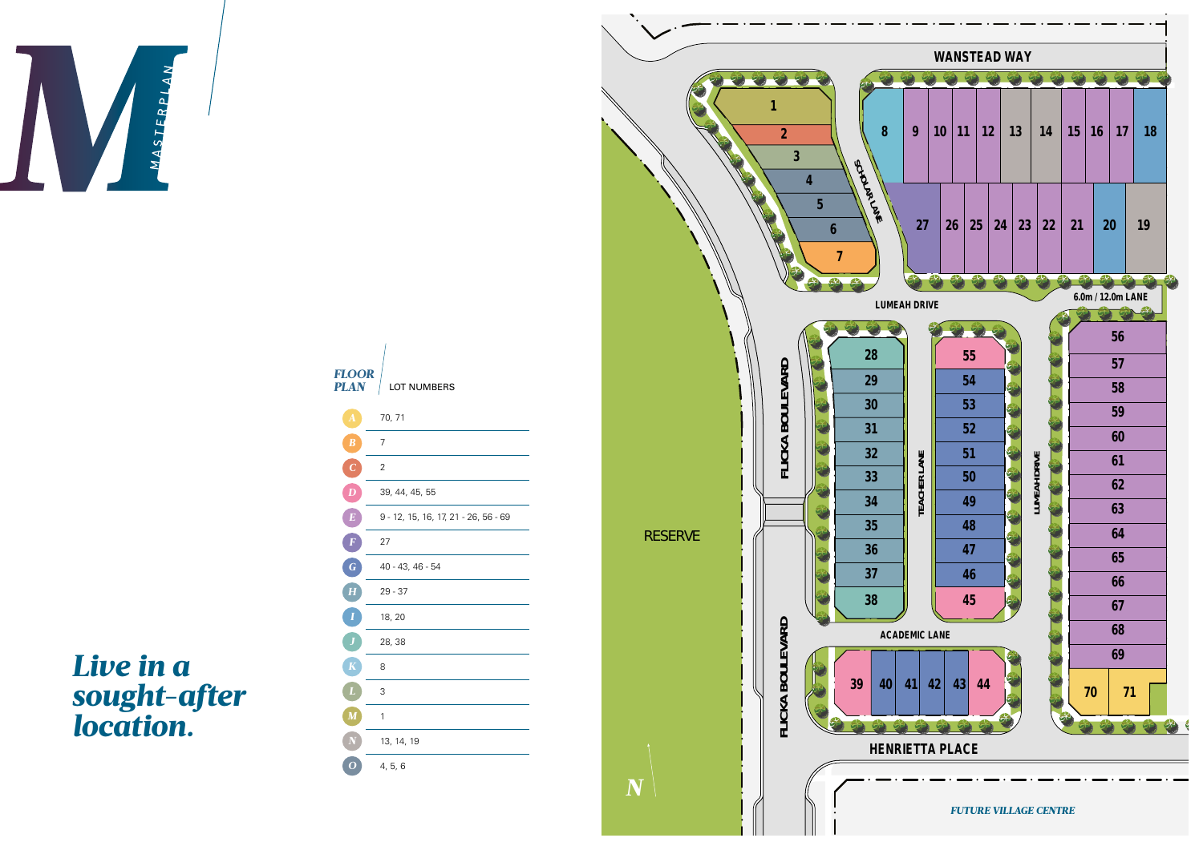# M MASTERPLAN

| FLOOR PLAN | LOT NUMBERS |
| --- | --- |
| A | 70, 71 |
| B | 7 |
| C | 2 |
| D | 39, 44, 45, 55 |
| E | 9 - 12, 15, 16, 17, 21 - 26, 56 - 69 |
| F | 27 |
| G | 40 - 43, 46 - 54 |
| H | 29 - 37 |
| I | 18, 20 |
| J | 28, 38 |
| K | 8 |
| L | 3 |
| M | 1 |
| N | 13, 14, 19 |
| O | 4, 5, 6 |

***Live in a sought-after location.***

WANSTEAD WAY

SCHOLAR LANE

LUMEAH DRIVE

6.0m / 12.0m LANE

FLICKA BOULEVARD

TEACHER LANE

LUMEAH DRIVE

RESERVE

ACADEMIC LANE

FLICKA BOULEVARD

HENRIETTA PLACE

FUTURE VILLAGE CENTRE

N